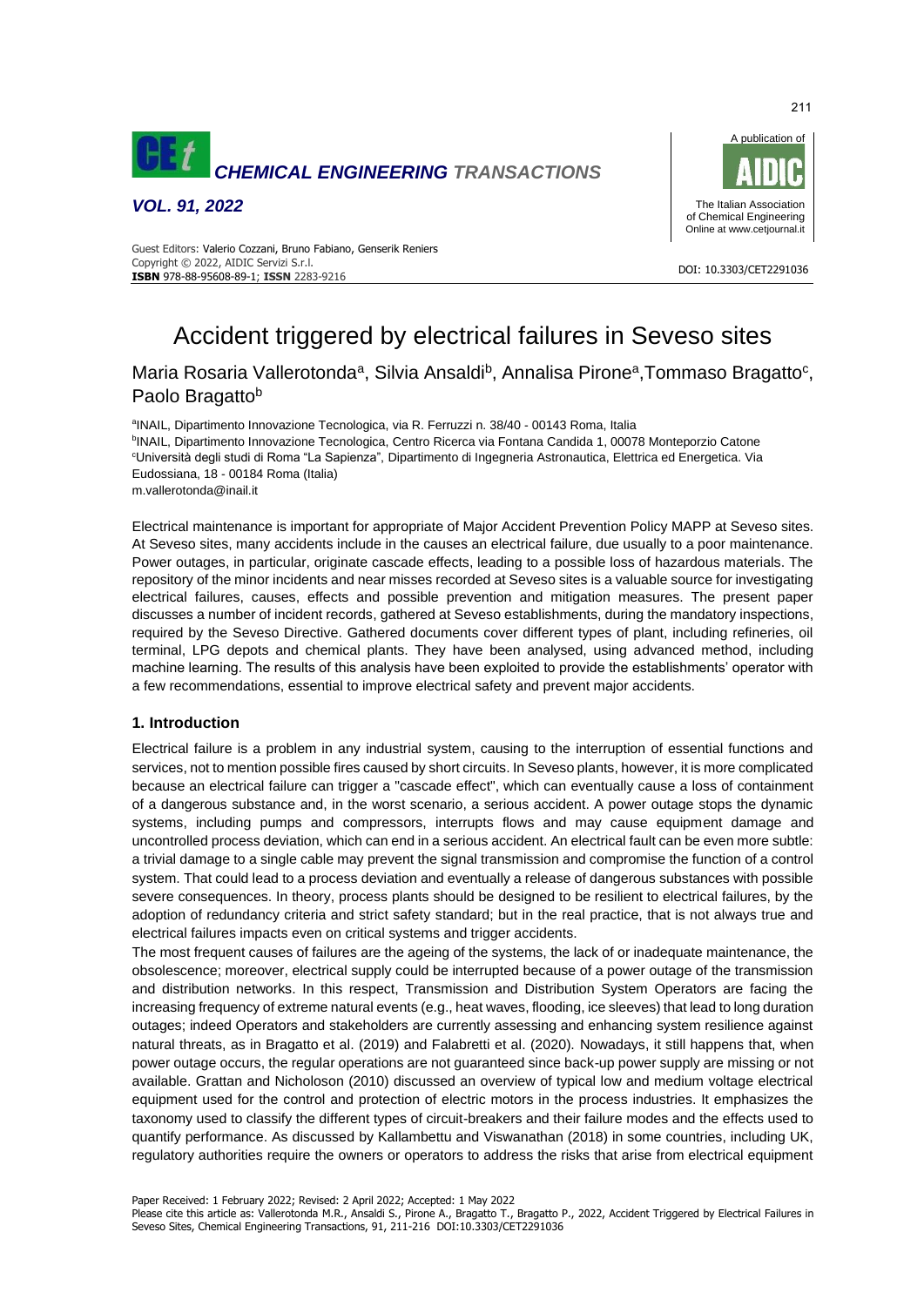# Accident triggered by electrical failures in Seveso sites

Maria Rosaria Vallerotonda[a], Silvia Ansaldi[b], Annalisa Pirone[a], Tommaso Bragatto[c], Paolo Bragatto[b]

[a]INAIL, Dipartimento Innovazione Tecnologica, via R. Ferruzzi n. 38/40 - 00143 Roma, Italia
[b]INAIL, Dipartimento Innovazione Tecnologica, Centro Ricerca via Fontana Candida 1, 00078 Monteporzio Catone
[c]Università degli studi di Roma "La Sapienza", Dipartimento di Ingegneria Astronautica, Elettrica ed Energetica. Via Eudossiana, 18 - 00184 Roma (Italia)
m.vallerotonda@inail.it

Electrical maintenance is important for appropriate of Major Accident Prevention Policy MAPP at Seveso sites. At Seveso sites, many accidents include in the causes an electrical failure, due usually to a poor maintenance. Power outages, in particular, originate cascade effects, leading to a possible loss of hazardous materials. The repository of the minor incidents and near misses recorded at Seveso sites is a valuable source for investigating electrical failures, causes, effects and possible prevention and mitigation measures. The present paper discusses a number of incident records, gathered at Seveso establishments, during the mandatory inspections, required by the Seveso Directive. Gathered documents cover different types of plant, including refineries, oil terminal, LPG depots and chemical plants. They have been analysed, using advanced method, including machine learning. The results of this analysis have been exploited to provide the establishments' operator with a few recommendations, essential to improve electrical safety and prevent major accidents.

## 1. Introduction

Electrical failure is a problem in any industrial system, causing to the interruption of essential functions and services, not to mention possible fires caused by short circuits. In Seveso plants, however, it is more complicated because an electrical failure can trigger a "cascade effect", which can eventually cause a loss of containment of a dangerous substance and, in the worst scenario, a serious accident. A power outage stops the dynamic systems, including pumps and compressors, interrupts flows and may cause equipment damage and uncontrolled process deviation, which can end in a serious accident. An electrical fault can be even more subtle: a trivial damage to a single cable may prevent the signal transmission and compromise the function of a control system. That could lead to a process deviation and eventually a release of dangerous substances with possible severe consequences. In theory, process plants should be designed to be resilient to electrical failures, by the adoption of redundancy criteria and strict safety standard; but in the real practice, that is not always true and electrical failures impacts even on critical systems and trigger accidents.

The most frequent causes of failures are the ageing of the systems, the lack of or inadequate maintenance, the obsolescence; moreover, electrical supply could be interrupted because of a power outage of the transmission and distribution networks. In this respect, Transmission and Distribution System Operators are facing the increasing frequency of extreme natural events (e.g., heat waves, flooding, ice sleeves) that lead to long duration outages; indeed Operators and stakeholders are currently assessing and enhancing system resilience against natural threats, as in Bragatto et al. (2019) and Falabretti et al. (2020). Nowadays, it still happens that, when power outage occurs, the regular operations are not guaranteed since back-up power supply are missing or not available. Grattan and Nicholoson (2010) discussed an overview of typical low and medium voltage electrical equipment used for the control and protection of electric motors in the process industries. It emphasizes the taxonomy used to classify the different types of circuit-breakers and their failure modes and the effects used to quantify performance. As discussed by Kallambettu and Viswanathan (2018) in some countries, including UK, regulatory authorities require the owners or operators to address the risks that arise from electrical equipment

Paper Received: 1 February 2022; Revised: 2 April 2022; Accepted: 1 May 2022
Please cite this article as: Vallerotonda M.R., Ansaldi S., Pirone A., Bragatto T., Bragatto P., 2022, Accident Triggered by Electrical Failures in Seveso Sites, Chemical Engineering Transactions, 91, 211-216 DOI:10.3303/CET2291036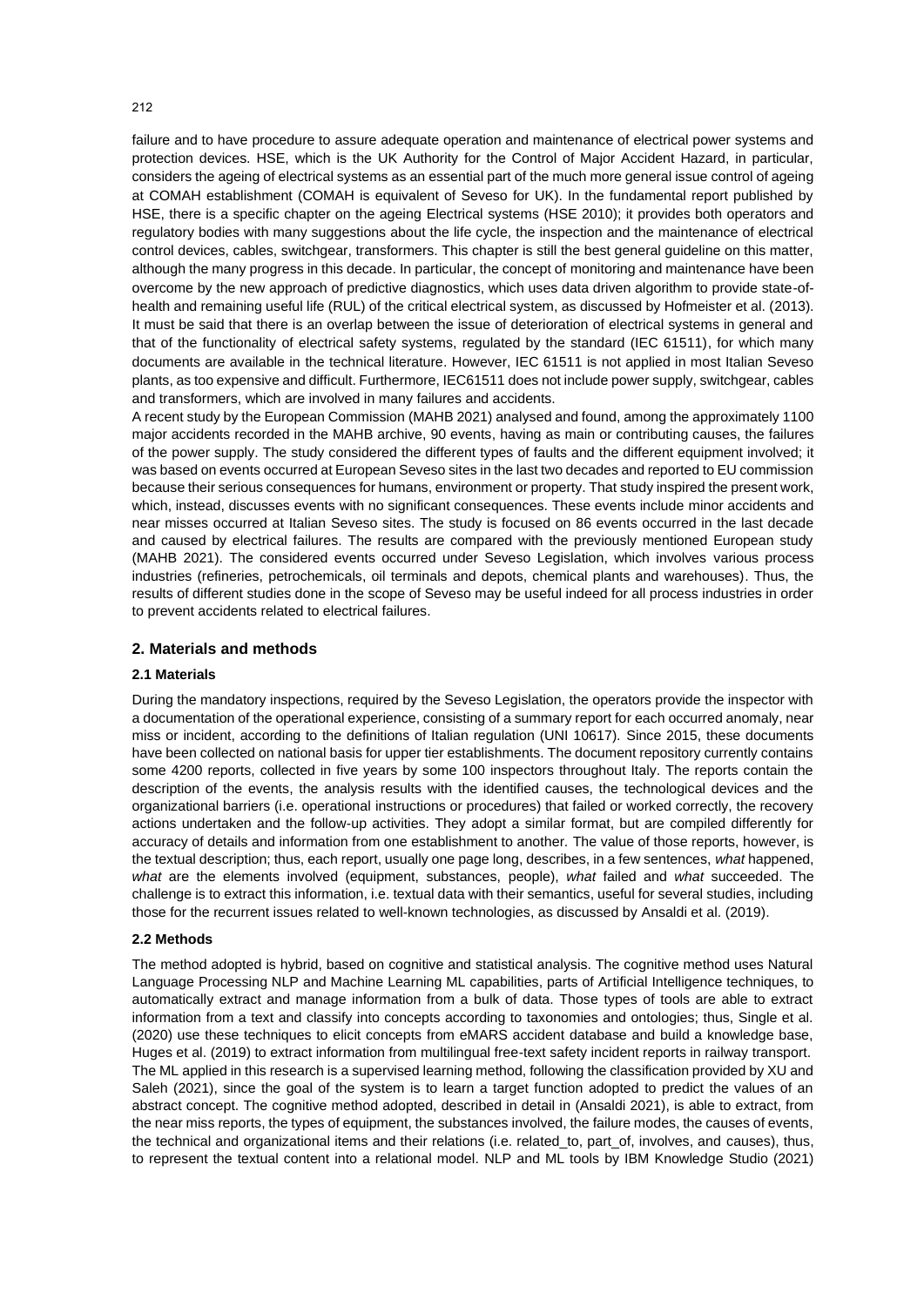failure and to have procedure to assure adequate operation and maintenance of electrical power systems and protection devices. HSE, which is the UK Authority for the Control of Major Accident Hazard, in particular, considers the ageing of electrical systems as an essential part of the much more general issue control of ageing at COMAH establishment (COMAH is equivalent of Seveso for UK). In the fundamental report published by HSE, there is a specific chapter on the ageing Electrical systems (HSE 2010); it provides both operators and regulatory bodies with many suggestions about the life cycle, the inspection and the maintenance of electrical control devices, cables, switchgear, transformers. This chapter is still the best general guideline on this matter, although the many progress in this decade. In particular, the concept of monitoring and maintenance have been overcome by the new approach of predictive diagnostics, which uses data driven algorithm to provide state-of-health and remaining useful life (RUL) of the critical electrical system, as discussed by Hofmeister et al. (2013). It must be said that there is an overlap between the issue of deterioration of electrical systems in general and that of the functionality of electrical safety systems, regulated by the standard (IEC 61511), for which many documents are available in the technical literature. However, IEC 61511 is not applied in most Italian Seveso plants, as too expensive and difficult. Furthermore, IEC61511 does not include power supply, switchgear, cables and transformers, which are involved in many failures and accidents.

A recent study by the European Commission (MAHB 2021) analysed and found, among the approximately 1100 major accidents recorded in the MAHB archive, 90 events, having as main or contributing causes, the failures of the power supply. The study considered the different types of faults and the different equipment involved; it was based on events occurred at European Seveso sites in the last two decades and reported to EU commission because their serious consequences for humans, environment or property. That study inspired the present work, which, instead, discusses events with no significant consequences. These events include minor accidents and near misses occurred at Italian Seveso sites. The study is focused on 86 events occurred in the last decade and caused by electrical failures. The results are compared with the previously mentioned European study (MAHB 2021). The considered events occurred under Seveso Legislation, which involves various process industries (refineries, petrochemicals, oil terminals and depots, chemical plants and warehouses). Thus, the results of different studies done in the scope of Seveso may be useful indeed for all process industries in order to prevent accidents related to electrical failures.

## 2. Materials and methods

### 2.1 Materials

During the mandatory inspections, required by the Seveso Legislation, the operators provide the inspector with a documentation of the operational experience, consisting of a summary report for each occurred anomaly, near miss or incident, according to the definitions of Italian regulation (UNI 10617). Since 2015, these documents have been collected on national basis for upper tier establishments. The document repository currently contains some 4200 reports, collected in five years by some 100 inspectors throughout Italy. The reports contain the description of the events, the analysis results with the identified causes, the technological devices and the organizational barriers (i.e. operational instructions or procedures) that failed or worked correctly, the recovery actions undertaken and the follow-up activities. They adopt a similar format, but are compiled differently for accuracy of details and information from one establishment to another. The value of those reports, however, is the textual description; thus, each report, usually one page long, describes, in a few sentences, *what* happened, *what* are the elements involved (equipment, substances, people), *what* failed and *what* succeeded. The challenge is to extract this information, i.e. textual data with their semantics, useful for several studies, including those for the recurrent issues related to well-known technologies, as discussed by Ansaldi et al. (2019).

### 2.2 Methods

The method adopted is hybrid, based on cognitive and statistical analysis. The cognitive method uses Natural Language Processing NLP and Machine Learning ML capabilities, parts of Artificial Intelligence techniques, to automatically extract and manage information from a bulk of data. Those types of tools are able to extract information from a text and classify into concepts according to taxonomies and ontologies; thus, Single et al. (2020) use these techniques to elicit concepts from eMARS accident database and build a knowledge base, Huges et al. (2019) to extract information from multilingual free-text safety incident reports in railway transport. The ML applied in this research is a supervised learning method, following the classification provided by XU and Saleh (2021), since the goal of the system is to learn a target function adopted to predict the values of an abstract concept. The cognitive method adopted, described in detail in (Ansaldi 2021), is able to extract, from the near miss reports, the types of equipment, the substances involved, the failure modes, the causes of events, the technical and organizational items and their relations (i.e. related_to, part_of, involves, and causes), thus, to represent the textual content into a relational model. NLP and ML tools by IBM Knowledge Studio (2021)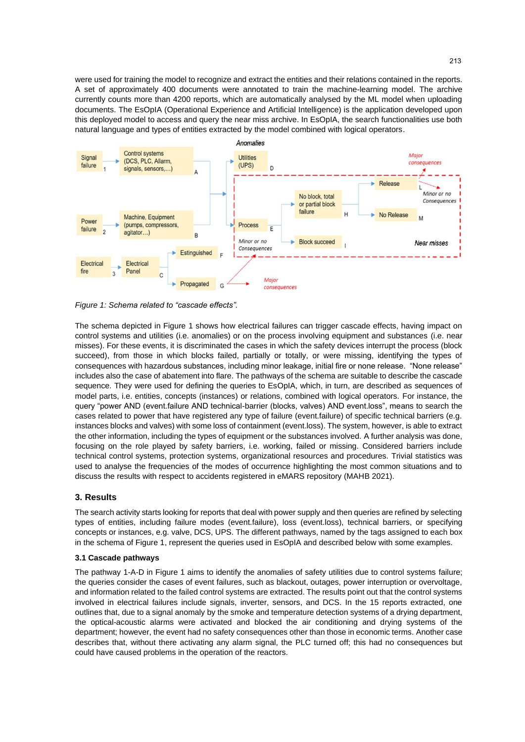were used for training the model to recognize and extract the entities and their relations contained in the reports. A set of approximately 400 documents were annotated to train the machine-learning model. The archive currently counts more than 4200 reports, which are automatically analysed by the ML model when uploading documents. The EsOpIA (Operational Experience and Artificial Intelligence) is the application developed upon this deployed model to access and query the near miss archive. In EsOpIA, the search functionalities use both natural language and types of entities extracted by the model combined with logical operators.

*Figure 1: Schema related to "cascade effects".*

The schema depicted in Figure 1 shows how electrical failures can trigger cascade effects, having impact on control systems and utilities (i.e. anomalies) or on the process involving equipment and substances (i.e. near misses). For these events, it is discriminated the cases in which the safety devices interrupt the process (block succeed), from those in which blocks failed, partially or totally, or were missing, identifying the types of consequences with hazardous substances, including minor leakage, initial fire or none release. "None release" includes also the case of abatement into flare. The pathways of the schema are suitable to describe the cascade sequence. They were used for defining the queries to EsOpIA, which, in turn, are described as sequences of model parts, i.e. entities, concepts (instances) or relations, combined with logical operators. For instance, the query "power AND (event.failure AND technical-barrier (blocks, valves) AND event.loss", means to search the cases related to power that have registered any type of failure (event.failure) of specific technical barriers (e.g. instances blocks and valves) with some loss of containment (event.loss). The system, however, is able to extract the other information, including the types of equipment or the substances involved. A further analysis was done, focusing on the role played by safety barriers, i.e. working, failed or missing. Considered barriers include technical control systems, protection systems, organizational resources and procedures. Trivial statistics was used to analyse the frequencies of the modes of occurrence highlighting the most common situations and to discuss the results with respect to accidents registered in eMARS repository (MAHB 2021).

## 3. Results

The search activity starts looking for reports that deal with power supply and then queries are refined by selecting types of entities, including failure modes (event.failure), loss (event.loss), technical barriers, or specifying concepts or instances, e.g. valve, DCS, UPS. The different pathways, named by the tags assigned to each box in the schema of Figure 1, represent the queries used in EsOpIA and described below with some examples.

### 3.1 Cascade pathways

The pathway 1-A-D in Figure 1 aims to identify the anomalies of safety utilities due to control systems failure; the queries consider the cases of event failures, such as blackout, outages, power interruption or overvoltage, and information related to the failed control systems are extracted. The results point out that the control systems involved in electrical failures include signals, inverter, sensors, and DCS. In the 15 reports extracted, one outlines that, due to a signal anomaly by the smoke and temperature detection systems of a drying department, the optical-acoustic alarms were activated and blocked the air conditioning and drying systems of the department; however, the event had no safety consequences other than those in economic terms. Another case describes that, without there activating any alarm signal, the PLC turned off; this had no consequences but could have caused problems in the operation of the reactors.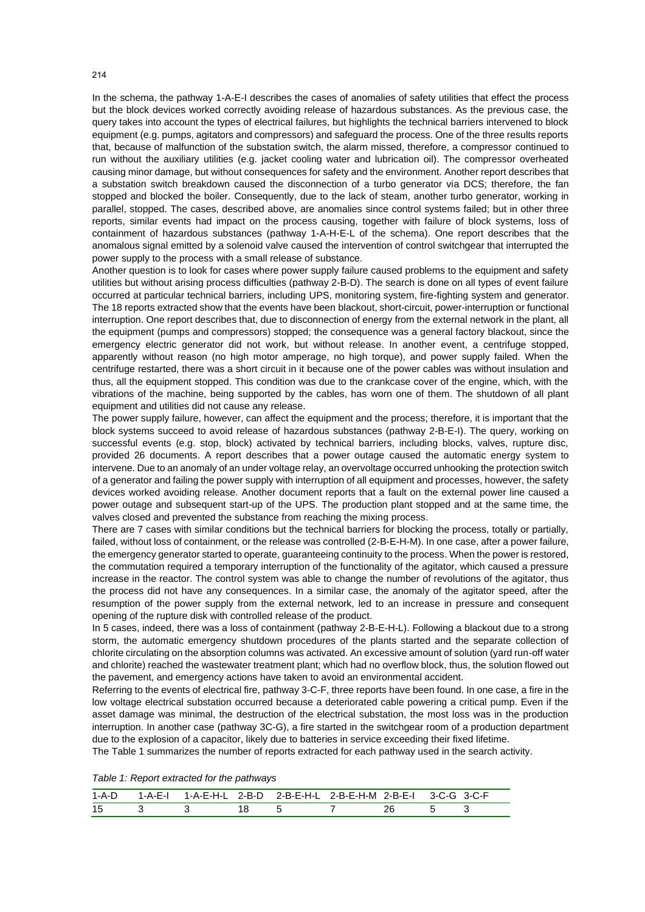In the schema, the pathway 1-A-E-I describes the cases of anomalies of safety utilities that effect the process but the block devices worked correctly avoiding release of hazardous substances. As the previous case, the query takes into account the types of electrical failures, but highlights the technical barriers intervened to block equipment (e.g. pumps, agitators and compressors) and safeguard the process. One of the three results reports that, because of malfunction of the substation switch, the alarm missed, therefore, a compressor continued to run without the auxiliary utilities (e.g. jacket cooling water and lubrication oil). The compressor overheated causing minor damage, but without consequences for safety and the environment. Another report describes that a substation switch breakdown caused the disconnection of a turbo generator via DCS; therefore, the fan stopped and blocked the boiler. Consequently, due to the lack of steam, another turbo generator, working in parallel, stopped. The cases, described above, are anomalies since control systems failed; but in other three reports, similar events had impact on the process causing, together with failure of block systems, loss of containment of hazardous substances (pathway 1-A-H-E-L of the schema). One report describes that the anomalous signal emitted by a solenoid valve caused the intervention of control switchgear that interrupted the power supply to the process with a small release of substance.

Another question is to look for cases where power supply failure caused problems to the equipment and safety utilities but without arising process difficulties (pathway 2-B-D). The search is done on all types of event failure occurred at particular technical barriers, including UPS, monitoring system, fire-fighting system and generator. The 18 reports extracted show that the events have been blackout, short-circuit, power-interruption or functional interruption. One report describes that, due to disconnection of energy from the external network in the plant, all the equipment (pumps and compressors) stopped; the consequence was a general factory blackout, since the emergency electric generator did not work, but without release. In another event, a centrifuge stopped, apparently without reason (no high motor amperage, no high torque), and power supply failed. When the centrifuge restarted, there was a short circuit in it because one of the power cables was without insulation and thus, all the equipment stopped. This condition was due to the crankcase cover of the engine, which, with the vibrations of the machine, being supported by the cables, has worn one of them. The shutdown of all plant equipment and utilities did not cause any release.

The power supply failure, however, can affect the equipment and the process; therefore, it is important that the block systems succeed to avoid release of hazardous substances (pathway 2-B-E-I). The query, working on successful events (e.g. stop, block) activated by technical barriers, including blocks, valves, rupture disc, provided 26 documents. A report describes that a power outage caused the automatic energy system to intervene. Due to an anomaly of an under voltage relay, an overvoltage occurred unhooking the protection switch of a generator and failing the power supply with interruption of all equipment and processes, however, the safety devices worked avoiding release. Another document reports that a fault on the external power line caused a power outage and subsequent start-up of the UPS. The production plant stopped and at the same time, the valves closed and prevented the substance from reaching the mixing process.

There are 7 cases with similar conditions but the technical barriers for blocking the process, totally or partially, failed, without loss of containment, or the release was controlled (2-B-E-H-M). In one case, after a power failure, the emergency generator started to operate, guaranteeing continuity to the process. When the power is restored, the commutation required a temporary interruption of the functionality of the agitator, which caused a pressure increase in the reactor. The control system was able to change the number of revolutions of the agitator, thus the process did not have any consequences. In a similar case, the anomaly of the agitator speed, after the resumption of the power supply from the external network, led to an increase in pressure and consequent opening of the rupture disk with controlled release of the product.

In 5 cases, indeed, there was a loss of containment (pathway 2-B-E-H-L). Following a blackout due to a strong storm, the automatic emergency shutdown procedures of the plants started and the separate collection of chlorite circulating on the absorption columns was activated. An excessive amount of solution (yard run-off water and chlorite) reached the wastewater treatment plant; which had no overflow block, thus, the solution flowed out the pavement, and emergency actions have taken to avoid an environmental accident.

Referring to the events of electrical fire, pathway 3-C-F, three reports have been found. In one case, a fire in the low voltage electrical substation occurred because a deteriorated cable powering a critical pump. Even if the asset damage was minimal, the destruction of the electrical substation, the most loss was in the production interruption. In another case (pathway 3C-G), a fire started in the switchgear room of a production department due to the explosion of a capacitor, likely due to batteries in service exceeding their fixed lifetime.

The Table 1 summarizes the number of reports extracted for each pathway used in the search activity.

*Table 1: Report extracted for the pathways*

| 1-A-D | 1-A-E-I | 1-A-E-H-L | 2-B-D | 2-B-E-H-L | 2-B-E-H-M | 2-B-E-I | 3-C-G | 3-C-F |
|---|---|---|---|---|---|---|---|---|
| 15 | 3 | 3 | 18 | 5 | 7 | 26 | 5 | 3 |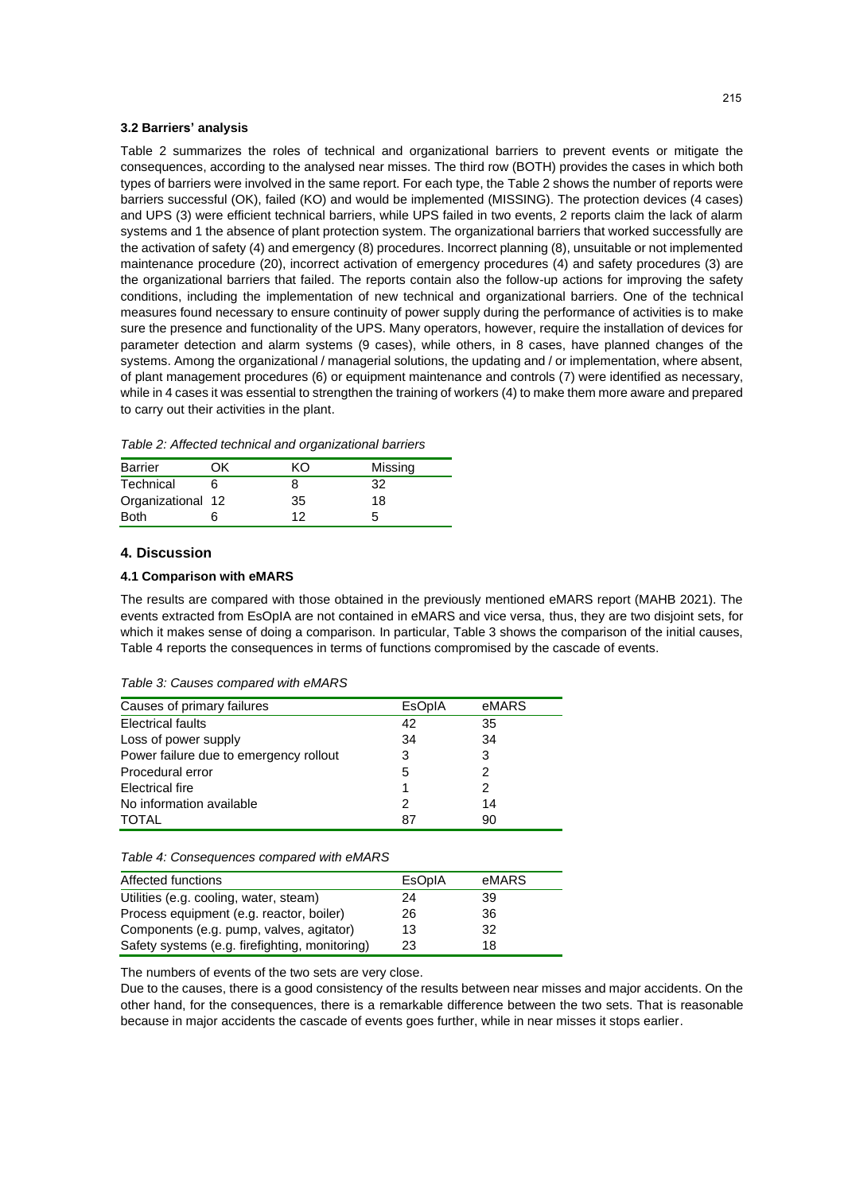### 3.2 Barriers' analysis

Table 2 summarizes the roles of technical and organizational barriers to prevent events or mitigate the consequences, according to the analysed near misses. The third row (BOTH) provides the cases in which both types of barriers were involved in the same report. For each type, the Table 2 shows the number of reports were barriers successful (OK), failed (KO) and would be implemented (MISSING). The protection devices (4 cases) and UPS (3) were efficient technical barriers, while UPS failed in two events, 2 reports claim the lack of alarm systems and 1 the absence of plant protection system. The organizational barriers that worked successfully are the activation of safety (4) and emergency (8) procedures. Incorrect planning (8), unsuitable or not implemented maintenance procedure (20), incorrect activation of emergency procedures (4) and safety procedures (3) are the organizational barriers that failed. The reports contain also the follow-up actions for improving the safety conditions, including the implementation of new technical and organizational barriers. One of the technical measures found necessary to ensure continuity of power supply during the performance of activities is to make sure the presence and functionality of the UPS. Many operators, however, require the installation of devices for parameter detection and alarm systems (9 cases), while others, in 8 cases, have planned changes of the systems. Among the organizational / managerial solutions, the updating and / or implementation, where absent, of plant management procedures (6) or equipment maintenance and controls (7) were identified as necessary, while in 4 cases it was essential to strengthen the training of workers (4) to make them more aware and prepared to carry out their activities in the plant.

*Table 2: Affected technical and organizational barriers*

| Barrier | OK | KO | Missing |
|---|---|---|---|
| Technical | 6 | 8 | 32 |
| Organizational | 12 | 35 | 18 |
| Both | 6 | 12 | 5 |

## 4. Discussion

### 4.1 Comparison with eMARS

The results are compared with those obtained in the previously mentioned eMARS report (MAHB 2021). The events extracted from EsOpIA are not contained in eMARS and vice versa, thus, they are two disjoint sets, for which it makes sense of doing a comparison. In particular, Table 3 shows the comparison of the initial causes, Table 4 reports the consequences in terms of functions compromised by the cascade of events.

*Table 3: Causes compared with eMARS*

| Causes of primary failures | EsOpIA | eMARS |
|---|---|---|
| Electrical faults | 42 | 35 |
| Loss of power supply | 34 | 34 |
| Power failure due to emergency rollout | 3 | 3 |
| Procedural error | 5 | 2 |
| Electrical fire | 1 | 2 |
| No information available | 2 | 14 |
| TOTAL | 87 | 90 |

*Table 4: Consequences compared with eMARS*

| Affected functions | EsOpIA | eMARS |
|---|---|---|
| Utilities (e.g. cooling, water, steam) | 24 | 39 |
| Process equipment (e.g. reactor, boiler) | 26 | 36 |
| Components (e.g. pump, valves, agitator) | 13 | 32 |
| Safety systems (e.g. firefighting, monitoring) | 23 | 18 |

The numbers of events of the two sets are very close.

Due to the causes, there is a good consistency of the results between near misses and major accidents. On the other hand, for the consequences, there is a remarkable difference between the two sets. That is reasonable because in major accidents the cascade of events goes further, while in near misses it stops earlier.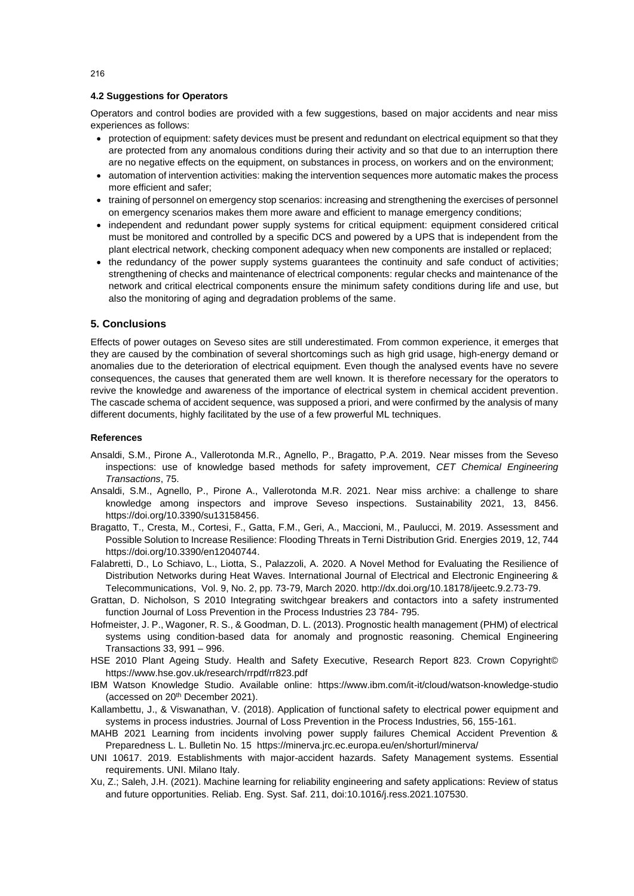### 4.2 Suggestions for Operators

Operators and control bodies are provided with a few suggestions, based on major accidents and near miss experiences as follows:

- protection of equipment: safety devices must be present and redundant on electrical equipment so that they are protected from any anomalous conditions during their activity and so that due to an interruption there are no negative effects on the equipment, on substances in process, on workers and on the environment;
- automation of intervention activities: making the intervention sequences more automatic makes the process more efficient and safer;
- training of personnel on emergency stop scenarios: increasing and strengthening the exercises of personnel on emergency scenarios makes them more aware and efficient to manage emergency conditions;
- independent and redundant power supply systems for critical equipment: equipment considered critical must be monitored and controlled by a specific DCS and powered by a UPS that is independent from the plant electrical network, checking component adequacy when new components are installed or replaced;
- the redundancy of the power supply systems guarantees the continuity and safe conduct of activities; strengthening of checks and maintenance of electrical components: regular checks and maintenance of the network and critical electrical components ensure the minimum safety conditions during life and use, but also the monitoring of aging and degradation problems of the same.

## 5. Conclusions

Effects of power outages on Seveso sites are still underestimated. From common experience, it emerges that they are caused by the combination of several shortcomings such as high grid usage, high-energy demand or anomalies due to the deterioration of electrical equipment. Even though the analysed events have no severe consequences, the causes that generated them are well known. It is therefore necessary for the operators to revive the knowledge and awareness of the importance of electrical system in chemical accident prevention. The cascade schema of accident sequence, was supposed a priori, and were confirmed by the analysis of many different documents, highly facilitated by the use of a few powerful ML techniques.

### References

Ansaldi, S.M., Pirone A., Vallerotonda M.R., Agnello, P., Bragatto, P.A. 2019. Near misses from the Seveso inspections: use of knowledge based methods for safety improvement, *CET Chemical Engineering Transactions*, 75.

Ansaldi, S.M., Agnello, P., Pirone A., Vallerotonda M.R. 2021. Near miss archive: a challenge to share knowledge among inspectors and improve Seveso inspections. Sustainability 2021, 13, 8456. https://doi.org/10.3390/su13158456.

Bragatto, T., Cresta, M., Cortesi, F., Gatta, F.M., Geri, A., Maccioni, M., Paulucci, M. 2019. Assessment and Possible Solution to Increase Resilience: Flooding Threats in Terni Distribution Grid. Energies 2019, 12, 744 https://doi.org/10.3390/en12040744.

Falabretti, D., Lo Schiavo, L., Liotta, S., Palazzoli, A. 2020. A Novel Method for Evaluating the Resilience of Distribution Networks during Heat Waves. International Journal of Electrical and Electronic Engineering & Telecommunications, Vol. 9, No. 2, pp. 73-79, March 2020. http://dx.doi.org/10.18178/ijeetc.9.2.73-79.

Grattan, D. Nicholson, S 2010 Integrating switchgear breakers and contactors into a safety instrumented function Journal of Loss Prevention in the Process Industries 23 784- 795.

Hofmeister, J. P., Wagoner, R. S., & Goodman, D. L. (2013). Prognostic health management (PHM) of electrical systems using condition-based data for anomaly and prognostic reasoning. Chemical Engineering Transactions 33, 991 – 996.

HSE 2010 Plant Ageing Study. Health and Safety Executive, Research Report 823. Crown Copyright© https://www.hse.gov.uk/research/rrpdf/rr823.pdf

IBM Watson Knowledge Studio. Available online: https://www.ibm.com/it-it/cloud/watson-knowledge-studio (accessed on 20th December 2021).

Kallambettu, J., & Viswanathan, V. (2018). Application of functional safety to electrical power equipment and systems in process industries. Journal of Loss Prevention in the Process Industries, 56, 155-161.

MAHB 2021 Learning from incidents involving power supply failures Chemical Accident Prevention & Preparedness L. L. Bulletin No. 15 https://minerva.jrc.ec.europa.eu/en/shorturl/minerva/

UNI 10617. 2019. Establishments with major-accident hazards. Safety Management systems. Essential requirements. UNI. Milano Italy.

Xu, Z.; Saleh, J.H. (2021). Machine learning for reliability engineering and safety applications: Review of status and future opportunities. Reliab. Eng. Syst. Saf. 211, doi:10.1016/j.ress.2021.107530.